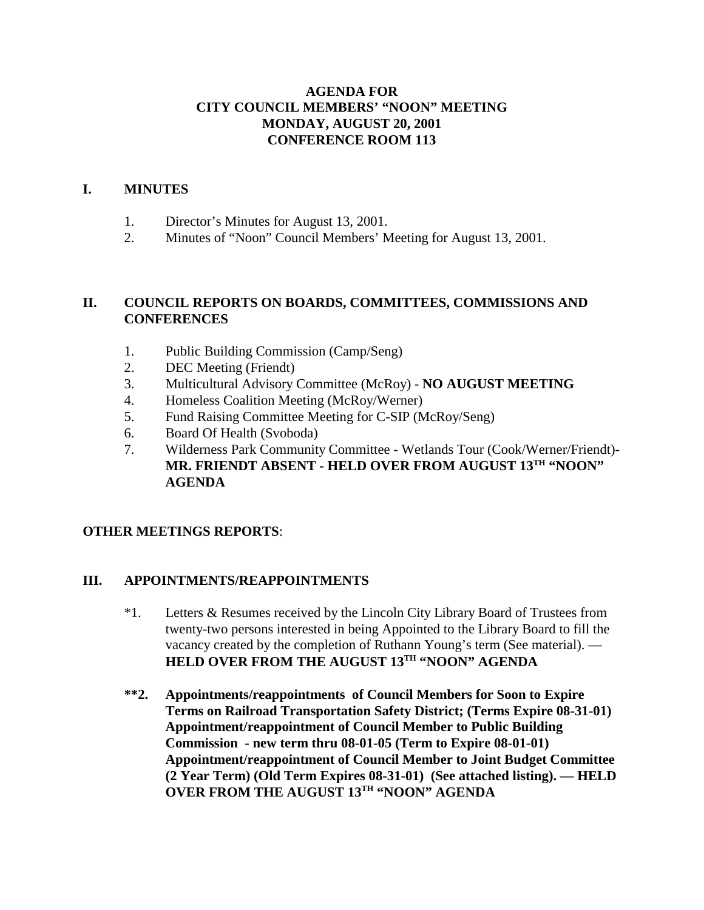**AGENDA FOR**
**CITY COUNCIL MEMBERS' "NOON" MEETING**
**MONDAY, AUGUST 20, 2001**
**CONFERENCE ROOM 113**

## I. MINUTES

1. Director's Minutes for August 13, 2001.
2. Minutes of "Noon" Council Members' Meeting for August 13, 2001.

## II. COUNCIL REPORTS ON BOARDS, COMMITTEES, COMMISSIONS AND CONFERENCES

1. Public Building Commission (Camp/Seng)
2. DEC Meeting (Friendt)
3. Multicultural Advisory Committee (McRoy) - **NO AUGUST MEETING**
4. Homeless Coalition Meeting (McRoy/Werner)
5. Fund Raising Committee Meeting for C-SIP (McRoy/Seng)
6. Board Of Health (Svoboda)
7. Wilderness Park Community Committee - Wetlands Tour (Cook/Werner/Friendt)**- MR. FRIENDT ABSENT - HELD OVER FROM AUGUST 13TH "NOON" AGENDA**

**OTHER MEETINGS REPORTS**:

## III. APPOINTMENTS/REAPPOINTMENTS

*1. Letters & Resumes received by the Lincoln City Library Board of Trustees from twenty-two persons interested in being Appointed to the Library Board to fill the vacancy created by the completion of Ruthann Young's term (See material). — **HELD OVER FROM THE AUGUST 13TH "NOON" AGENDA**

**2. Appointments/reappointments of Council Members for Soon to Expire Terms on Railroad Transportation Safety District; (Terms Expire 08-31-01) Appointment/reappointment of Council Member to Public Building Commission - new term thru 08-01-05 (Term to Expire 08-01-01) Appointment/reappointment of Council Member to Joint Budget Committee (2 Year Term) (Old Term Expires 08-31-01) (See attached listing). — HELD OVER FROM THE AUGUST 13TH "NOON" AGENDA**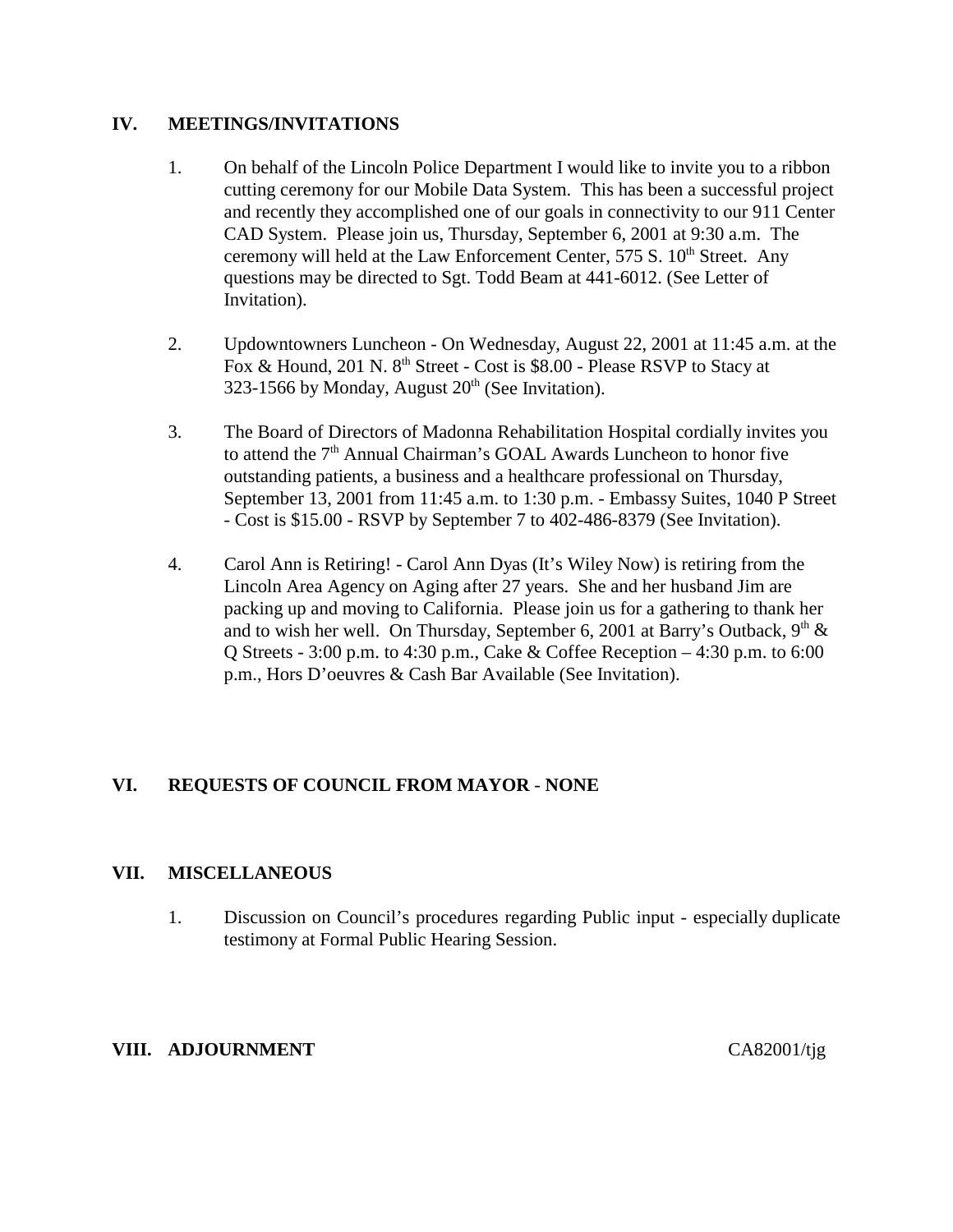## IV. MEETINGS/INVITATIONS

1. On behalf of the Lincoln Police Department I would like to invite you to a ribbon cutting ceremony for our Mobile Data System. This has been a successful project and recently they accomplished one of our goals in connectivity to our 911 Center CAD System. Please join us, Thursday, September 6, 2001 at 9:30 a.m. The ceremony will held at the Law Enforcement Center, 575 S. 10th Street. Any questions may be directed to Sgt. Todd Beam at 441-6012. (See Letter of Invitation).

2. Updowntowners Luncheon - On Wednesday, August 22, 2001 at 11:45 a.m. at the Fox & Hound, 201 N. 8th Street - Cost is $8.00 - Please RSVP to Stacy at 323-1566 by Monday, August 20th (See Invitation).

3. The Board of Directors of Madonna Rehabilitation Hospital cordially invites you to attend the 7th Annual Chairman's GOAL Awards Luncheon to honor five outstanding patients, a business and a healthcare professional on Thursday, September 13, 2001 from 11:45 a.m. to 1:30 p.m. - Embassy Suites, 1040 P Street - Cost is $15.00 - RSVP by September 7 to 402-486-8379 (See Invitation).

4. Carol Ann is Retiring! - Carol Ann Dyas (It's Wiley Now) is retiring from the Lincoln Area Agency on Aging after 27 years. She and her husband Jim are packing up and moving to California. Please join us for a gathering to thank her and to wish her well. On Thursday, September 6, 2001 at Barry's Outback, 9th & Q Streets - 3:00 p.m. to 4:30 p.m., Cake & Coffee Reception – 4:30 p.m. to 6:00 p.m., Hors D'oeuvres & Cash Bar Available (See Invitation).

## VI. REQUESTS OF COUNCIL FROM MAYOR - NONE

## VII. MISCELLANEOUS

1. Discussion on Council's procedures regarding Public input - especially duplicate testimony at Formal Public Hearing Session.

## VIII. ADJOURNMENT

CA82001/tjg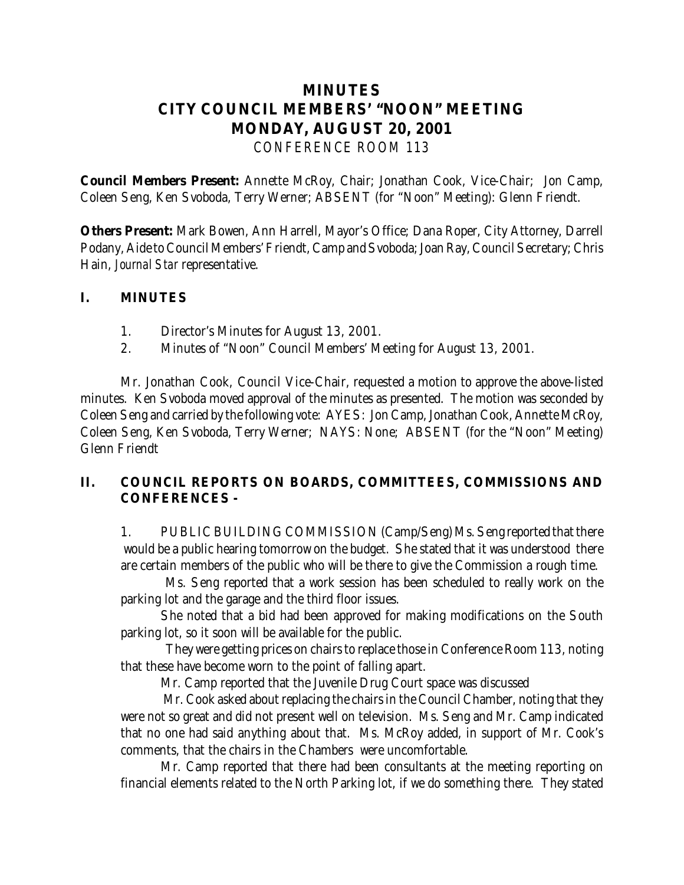# MINUTES
# CITY COUNCIL MEMBERS' "NOON" MEETING
# MONDAY, AUGUST 20, 2001
CONFERENCE ROOM 113

**Council Members Present:** Annette McRoy, Chair; Jonathan Cook, Vice-Chair; Jon Camp, Coleen Seng, Ken Svoboda, Terry Werner; ABSENT (for "Noon" Meeting): Glenn Friendt.

**Others Present:** Mark Bowen, Ann Harrell, Mayor's Office; Dana Roper, City Attorney, Darrell Podany, Aide to Council Members' Friendt, Camp and Svoboda; Joan Ray, Council Secretary; Chris Hain, *Journal Star* representative.

## I. MINUTES

1. Director's Minutes for August 13, 2001.
2. Minutes of "Noon" Council Members' Meeting for August 13, 2001.

Mr. Jonathan Cook, Council Vice-Chair, requested a motion to approve the above-listed minutes. Ken Svoboda moved approval of the minutes as presented. The motion was seconded by Coleen Seng and carried by the following vote: AYES: Jon Camp, Jonathan Cook, Annette McRoy, Coleen Seng, Ken Svoboda, Terry Werner; NAYS: None; ABSENT (for the "Noon" Meeting) Glenn Friendt

## II. COUNCIL REPORTS ON BOARDS, COMMITTEES, COMMISSIONS AND CONFERENCES -

1. PUBLIC BUILDING COMMISSION (Camp/Seng) Ms. Seng reported that there would be a public hearing tomorrow on the budget. She stated that it was understood there are certain members of the public who will be there to give the Commission a rough time.

Ms. Seng reported that a work session has been scheduled to really work on the parking lot and the garage and the third floor issues.

She noted that a bid had been approved for making modifications on the South parking lot, so it soon will be available for the public.

They were getting prices on chairs to replace those in Conference Room 113, noting that these have become worn to the point of falling apart.

Mr. Camp reported that the Juvenile Drug Court space was discussed

Mr. Cook asked about replacing the chairs in the Council Chamber, noting that they were not so great and did not present well on television. Ms. Seng and Mr. Camp indicated that no one had said anything about that. Ms. McRoy added, in support of Mr. Cook's comments, that the chairs in the Chambers were uncomfortable.

Mr. Camp reported that there had been consultants at the meeting reporting on financial elements related to the North Parking lot, if we do something there. They stated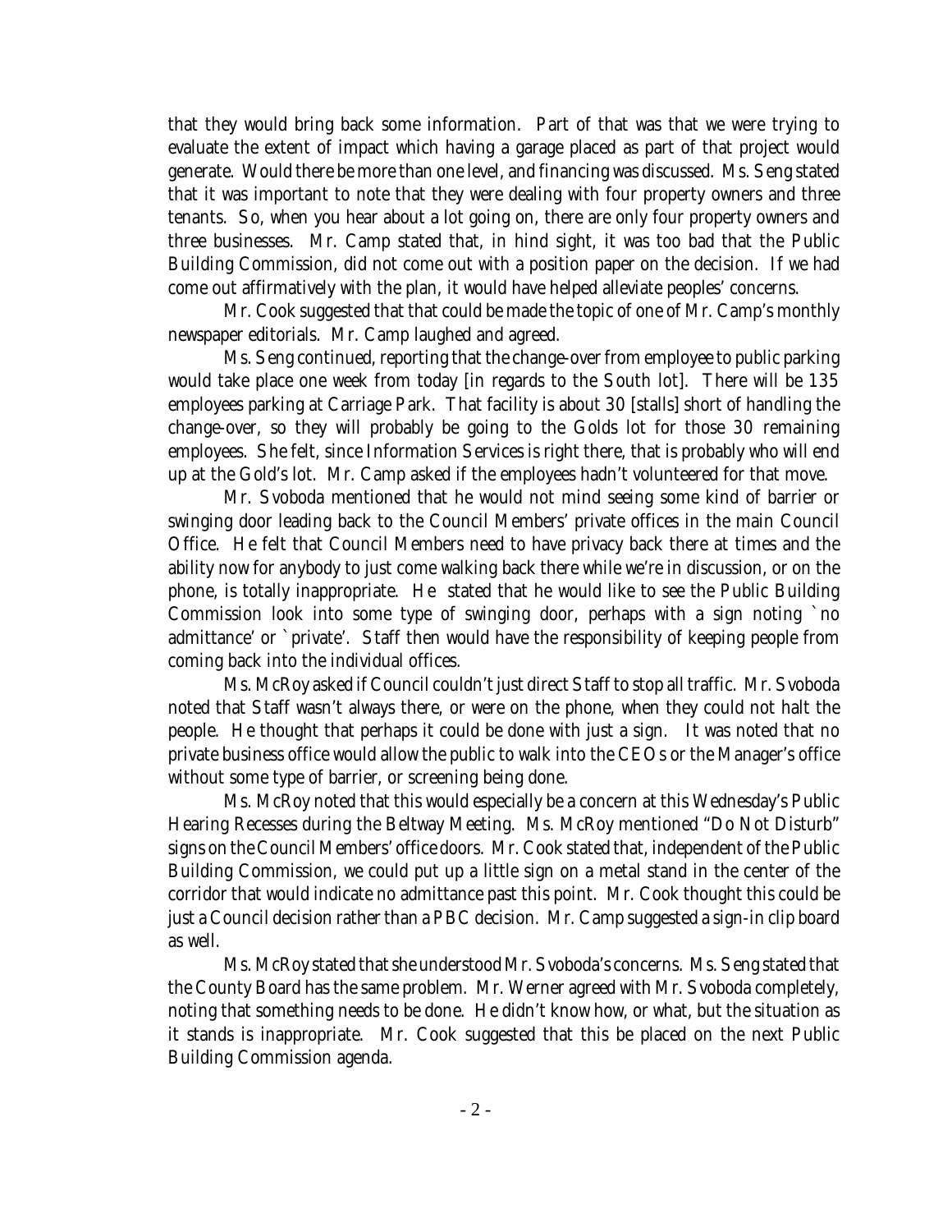that they would bring back some information. Part of that was that we were trying to evaluate the extent of impact which having a garage placed as part of that project would generate. Would there be more than one level, and financing was discussed. Ms. Seng stated that it was important to note that they were dealing with four property owners and three tenants. So, when you hear about a lot going on, there are only four property owners and three businesses. Mr. Camp stated that, in hind sight, it was too bad that the Public Building Commission, did not come out with a position paper on the decision. If we had come out affirmatively with the plan, it would have helped alleviate peoples' concerns.

Mr. Cook suggested that that could be made the topic of one of Mr. Camp's monthly newspaper editorials. Mr. Camp laughed and agreed.

Ms. Seng continued, reporting that the change-over from employee to public parking would take place one week from today [in regards to the South lot]. There will be 135 employees parking at Carriage Park. That facility is about 30 [stalls] short of handling the change-over, so they will probably be going to the Golds lot for those 30 remaining employees. She felt, since Information Services is right there, that is probably who will end up at the Gold's lot. Mr. Camp asked if the employees hadn't volunteered for that move.

Mr. Svoboda mentioned that he would not mind seeing some kind of barrier or swinging door leading back to the Council Members' private offices in the main Council Office. He felt that Council Members need to have privacy back there at times and the ability now for anybody to just come walking back there while we're in discussion, or on the phone, is totally inappropriate. He stated that he would like to see the Public Building Commission look into some type of swinging door, perhaps with a sign noting `no admittance' or `private'. Staff then would have the responsibility of keeping people from coming back into the individual offices.

Ms. McRoy asked if Council couldn't just direct Staff to stop all traffic. Mr. Svoboda noted that Staff wasn't always there, or were on the phone, when they could not halt the people. He thought that perhaps it could be done with just a sign. It was noted that no private business office would allow the public to walk into the CEOs or the Manager's office without some type of barrier, or screening being done.

Ms. McRoy noted that this would especially be a concern at this Wednesday's Public Hearing Recesses during the Beltway Meeting. Ms. McRoy mentioned "Do Not Disturb" signs on the Council Members' office doors. Mr. Cook stated that, independent of the Public Building Commission, we could put up a little sign on a metal stand in the center of the corridor that would indicate no admittance past this point. Mr. Cook thought this could be just a Council decision rather than a PBC decision. Mr. Camp suggested a sign-in clip board as well.

Ms. McRoy stated that she understood Mr. Svoboda's concerns. Ms. Seng stated that the County Board has the same problem. Mr. Werner agreed with Mr. Svoboda completely, noting that something needs to be done. He didn't know how, or what, but the situation as it stands is inappropriate. Mr. Cook suggested that this be placed on the next Public Building Commission agenda.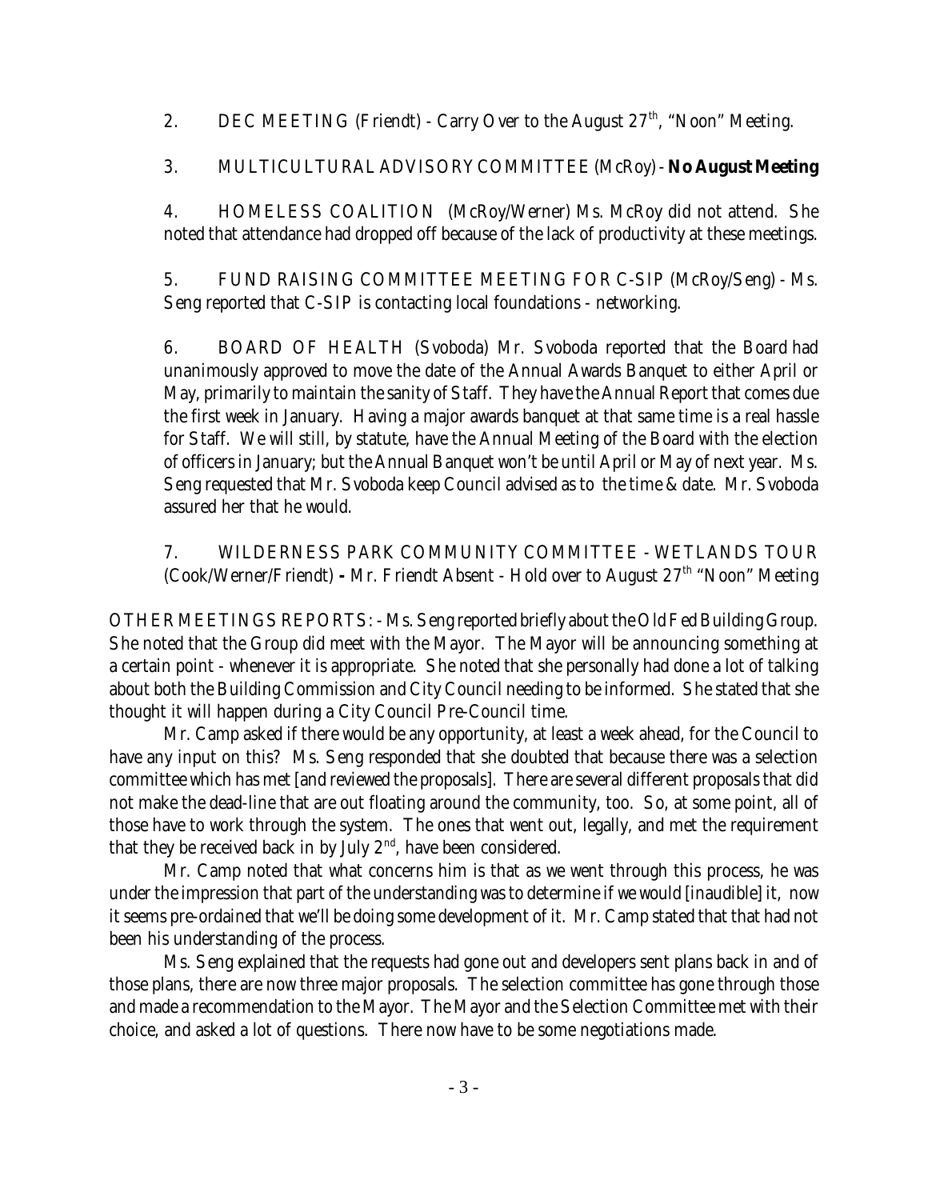2. DEC MEETING (Friendt) - Carry Over to the August 27th, "Noon" Meeting.

3. MULTICULTURAL ADVISORY COMMITTEE (McRoy) - **No August Meeting**

4. HOMELESS COALITION (McRoy/Werner) Ms. McRoy did not attend. She noted that attendance had dropped off because of the lack of productivity at these meetings.

5. FUND RAISING COMMITTEE MEETING FOR C-SIP (McRoy/Seng) - Ms. Seng reported that C-SIP is contacting local foundations - networking.

6. BOARD OF HEALTH (Svoboda) Mr. Svoboda reported that the Board had unanimously approved to move the date of the Annual Awards Banquet to either April or May, primarily to maintain the sanity of Staff. They have the Annual Report that comes due the first week in January. Having a major awards banquet at that same time is a real hassle for Staff. We will still, by statute, have the Annual Meeting of the Board with the election of officers in January; but the Annual Banquet won't be until April or May of next year. Ms. Seng requested that Mr. Svoboda keep Council advised as to the time & date. Mr. Svoboda assured her that he would.

7. WILDERNESS PARK COMMUNITY COMMITTEE - WETLANDS TOUR (Cook/Werner/Friendt) **-** Mr. Friendt Absent - Hold over to August 27th "Noon" Meeting

OTHER MEETINGS REPORTS: - Ms. Seng reported briefly about the Old Fed Building Group. She noted that the Group did meet with the Mayor. The Mayor will be announcing something at a certain point - whenever it is appropriate. She noted that she personally had done a lot of talking about both the Building Commission and City Council needing to be informed. She stated that she thought it will happen during a City Council Pre-Council time.

Mr. Camp asked if there would be any opportunity, at least a week ahead, for the Council to have any input on this? Ms. Seng responded that she doubted that because there was a selection committee which has met [and reviewed the proposals]. There are several different proposals that did not make the dead-line that are out floating around the community, too. So, at some point, all of those have to work through the system. The ones that went out, legally, and met the requirement that they be received back in by July 2nd, have been considered.

Mr. Camp noted that what concerns him is that as we went through this process, he was under the impression that part of the understanding was to determine if we would [inaudible] it, now it seems pre-ordained that we'll be doing some development of it. Mr. Camp stated that that had not been his understanding of the process.

Ms. Seng explained that the requests had gone out and developers sent plans back in and of those plans, there are now three major proposals. The selection committee has gone through those and made a recommendation to the Mayor. The Mayor and the Selection Committee met with their choice, and asked a lot of questions. There now have to be some negotiations made.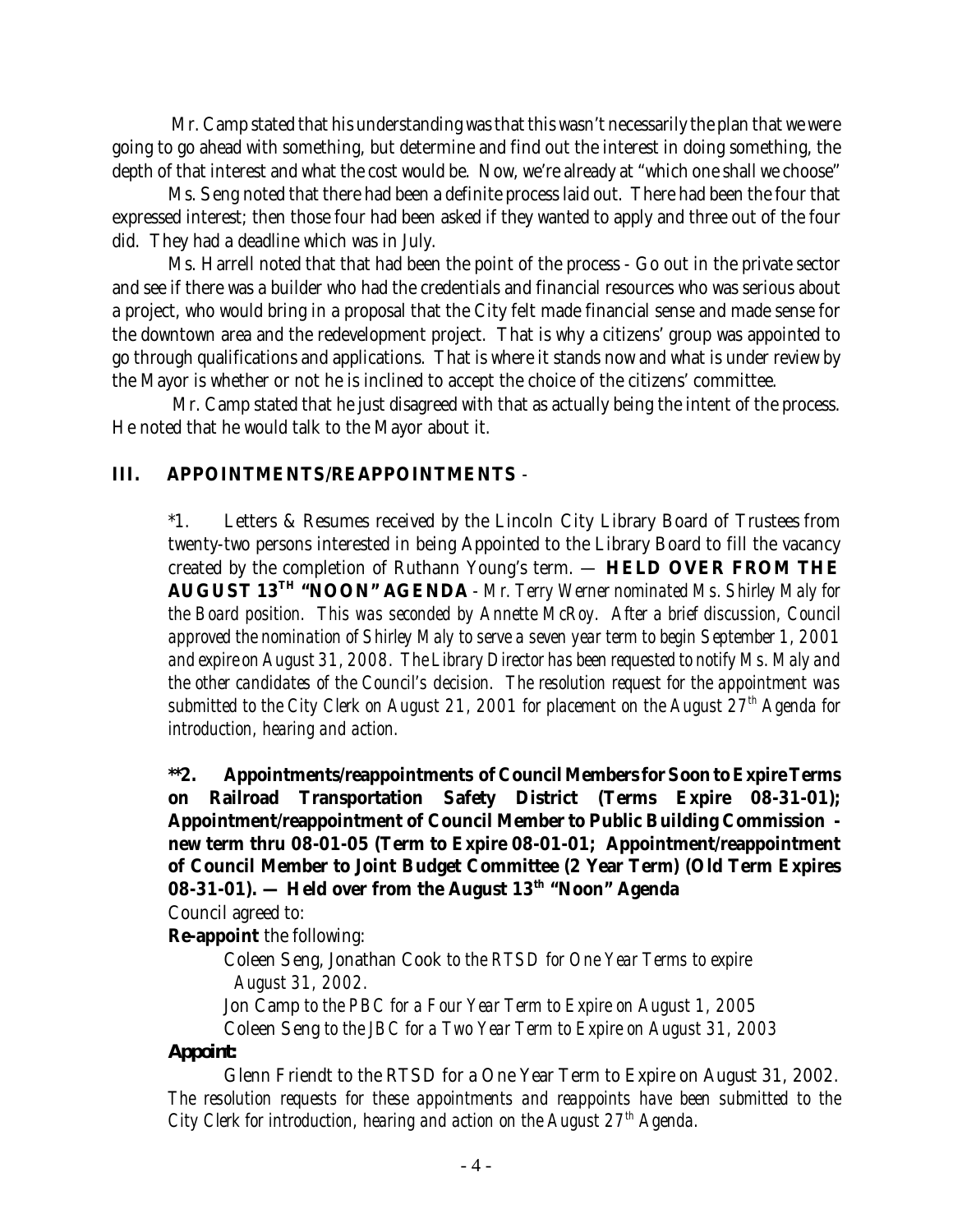Mr. Camp stated that his understanding was that this wasn't necessarily the plan that we were going to go ahead with something, but determine and find out the interest in doing something, the depth of that interest and what the cost would be. Now, we're already at "which one shall we choose"

Ms. Seng noted that there had been a definite process laid out. There had been the four that expressed interest; then those four had been asked if they wanted to apply and three out of the four did. They had a deadline which was in July.

Ms. Harrell noted that that had been the point of the process - Go out in the private sector and see if there was a builder who had the credentials and financial resources who was serious about a project, who would bring in a proposal that the City felt made financial sense and made sense for the downtown area and the redevelopment project. That is why a citizens' group was appointed to go through qualifications and applications. That is where it stands now and what is under review by the Mayor is whether or not he is inclined to accept the choice of the citizens' committee.

Mr. Camp stated that he just disagreed with that as actually being the intent of the process. He noted that he would talk to the Mayor about it.

## III. APPOINTMENTS/REAPPOINTMENTS -

*1. Letters & Resumes received by the Lincoln City Library Board of Trustees from twenty-two persons interested in being Appointed to the Library Board to fill the vacancy created by the completion of Ruthann Young's term. — **HELD OVER FROM THE AUGUST 13TH "NOON" AGENDA** - *Mr. Terry Werner nominated Ms. Shirley Maly for the Board position. This was seconded by Annette McRoy. After a brief discussion, Council approved the nomination of Shirley Maly to serve a seven year term to begin September 1, 2001 and expire on August 31, 2008. The Library Director has been requested to notify Ms. Maly and the other candidates of the Council's decision. The resolution request for the appointment was submitted to the City Clerk on August 21, 2001 for placement on the August 27th Agenda for introduction, hearing and action.*

**\*\*2. Appointments/reappointments of Council Members for Soon to Expire Terms on Railroad Transportation Safety District (Terms Expire 08-31-01); Appointment/reappointment of Council Member to Public Building Commission - new term thru 08-01-05 (Term to Expire 08-01-01; Appointment/reappointment of Council Member to Joint Budget Committee (2 Year Term) (Old Term Expires 08-31-01). — Held over from the August 13th "Noon" Agenda**

Council agreed to:

**Re-appoint** the following:

Coleen Seng, Jonathan Cook *to the RTSD for One Year Terms to expire August 31, 2002.*

Jon Camp *to the PBC for a Four Year Term to Expire on August 1, 2005*

Coleen Seng *to the JBC for a Two Year Term to Expire on August 31, 2003*

***Appoint:***

Glenn Friendt to the RTSD for a One Year Term to Expire on August 31, 2002. *The resolution requests for these appointments and reappoints have been submitted to the City Clerk for introduction, hearing and action on the August 27th Agenda.*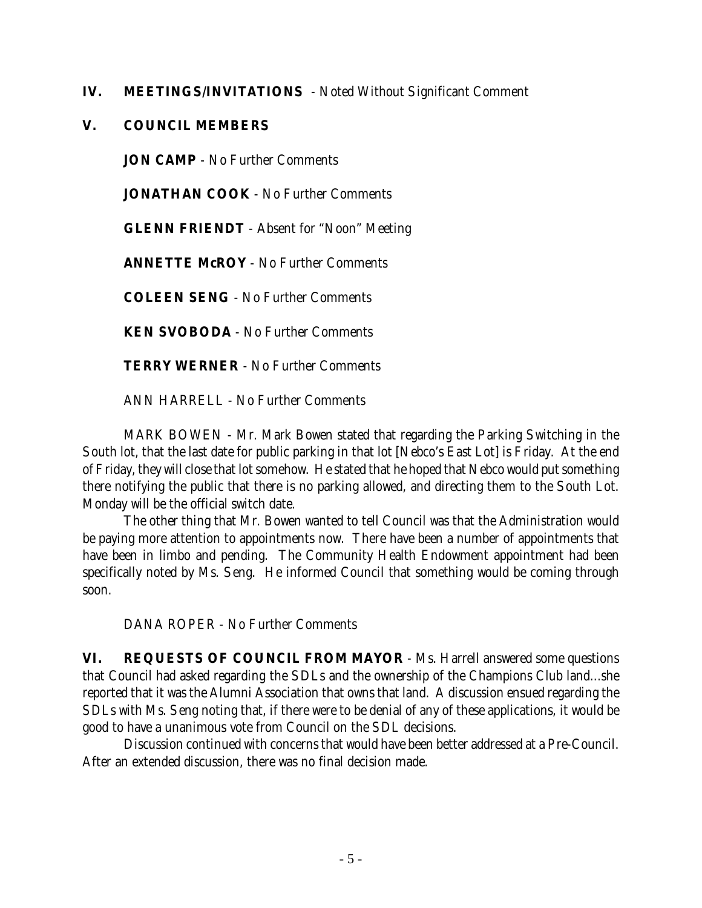## IV. MEETINGS/INVITATIONS - Noted Without Significant Comment

## V. COUNCIL MEMBERS

**JON CAMP** - No Further Comments

**JONATHAN COOK** - No Further Comments

**GLENN FRIENDT** - Absent for "Noon" Meeting

**ANNETTE McROY** - No Further Comments

**COLEEN SENG** - No Further Comments

**KEN SVOBODA** - No Further Comments

**TERRY WERNER** - No Further Comments

ANN HARRELL - No Further Comments

MARK BOWEN - Mr. Mark Bowen stated that regarding the Parking Switching in the South lot, that the last date for public parking in that lot [Nebco's East Lot] is Friday. At the end of Friday, they will close that lot somehow. He stated that he hoped that Nebco would put something there notifying the public that there is no parking allowed, and directing them to the South Lot. Monday will be the official switch date.

The other thing that Mr. Bowen wanted to tell Council was that the Administration would be paying more attention to appointments now. There have been a number of appointments that have been in limbo and pending. The Community Health Endowment appointment had been specifically noted by Ms. Seng. He informed Council that something would be coming through soon.

DANA ROPER - No Further Comments

## VI. REQUESTS OF COUNCIL FROM MAYOR

Ms. Harrell answered some questions that Council had asked regarding the SDLs and the ownership of the Champions Club land...she reported that it was the Alumni Association that owns that land. A discussion ensued regarding the SDLs with Ms. Seng noting that, if there were to be denial of any of these applications, it would be good to have a unanimous vote from Council on the SDL decisions.

Discussion continued with concerns that would have been better addressed at a Pre-Council. After an extended discussion, there was no final decision made.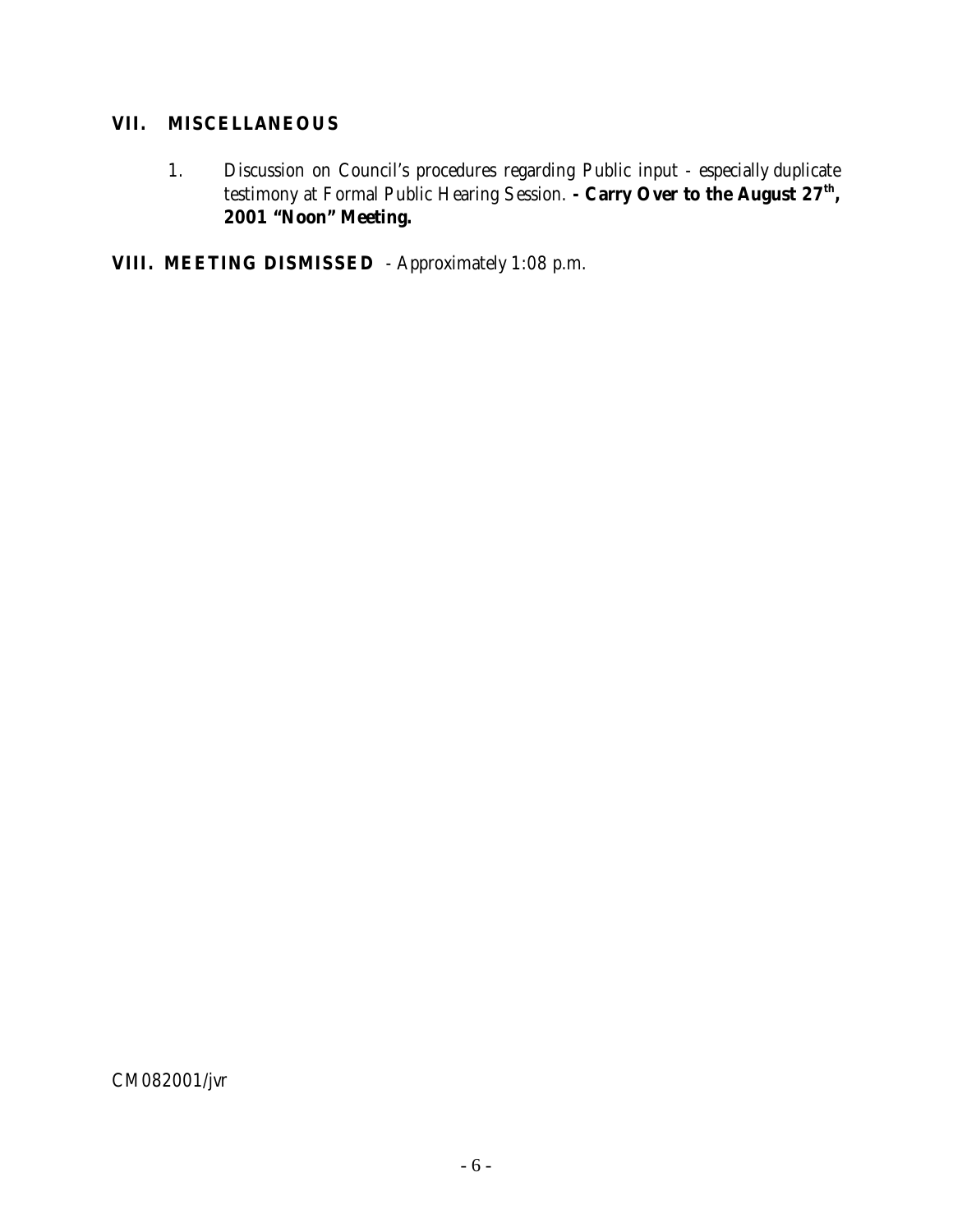## VII. MISCELLANEOUS

1. Discussion on Council's procedures regarding Public input - especially duplicate testimony at Formal Public Hearing Session. **- Carry Over to the August 27th, 2001 "Noon" Meeting.**

## VIII. MEETING DISMISSED - Approximately 1:08 p.m.

CM082001/jvr